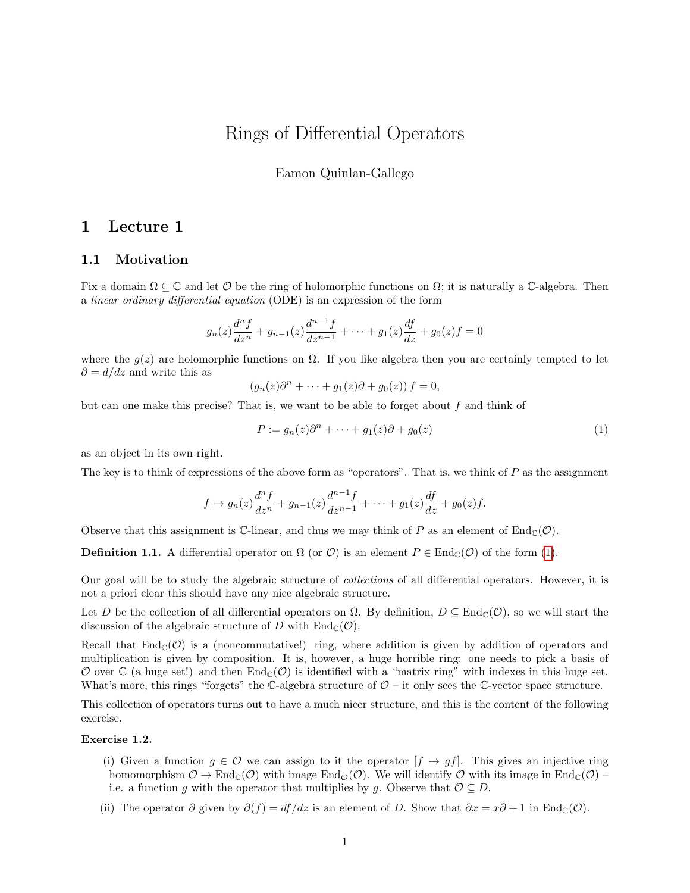# Rings of Differential Operators

Eamon Quinlan-Gallego

## 1 Lecture 1

### 1.1 Motivation

Fix a domain $\Omega \subseteq \mathbb{C}$ and let $\mathcal{O}$ be the ring of holomorphic functions on $\Omega$; it is naturally a $\mathbb{C}$-algebra. Then a *linear ordinary differential equation* (ODE) is an expression of the form

$$g_n(z)\frac{d^n f}{dz^n} + g_{n-1}(z)\frac{d^{n-1} f}{dz^{n-1}} + \cdots + g_1(z)\frac{df}{dz} + g_0(z) f = 0$$

where the $g(z)$ are holomorphic functions on $\Omega$. If you like algebra then you are certainly tempted to let $\partial = d/dz$ and write this as

$$\left(g_n(z)\partial^n + \cdots + g_1(z)\partial + g_0(z)\right) f = 0,$$

but can one make this precise? That is, we want to be able to forget about $f$ and think of

$$P := g_n(z)\partial^n + \cdots + g_1(z)\partial + g_0(z) \tag{1}$$

as an object in its own right.

The key is to think of expressions of the above form as "operators". That is, we think of $P$ as the assignment

$$f \mapsto g_n(z)\frac{d^n f}{dz^n} + g_{n-1}(z)\frac{d^{n-1} f}{dz^{n-1}} + \cdots + g_1(z)\frac{df}{dz} + g_0(z) f.$$

Observe that this assignment is $\mathbb{C}$-linear, and thus we may think of $P$ as an element of $\operatorname{End}_{\mathbb{C}}(\mathcal{O})$.

**Definition 1.1.** A differential operator on $\Omega$ (or $\mathcal{O}$) is an element $P \in \operatorname{End}_{\mathbb{C}}(\mathcal{O})$ of the form (1).

Our goal will be to study the algebraic structure of *collections* of all differential operators. However, it is not a priori clear this should have any nice algebraic structure.

Let $D$ be the collection of all differential operators on $\Omega$. By definition, $D \subseteq \operatorname{End}_{\mathbb{C}}(\mathcal{O})$, so we will start the discussion of the algebraic structure of $D$ with $\operatorname{End}_{\mathbb{C}}(\mathcal{O})$.

Recall that $\operatorname{End}_{\mathbb{C}}(\mathcal{O})$ is a (noncommutative!) ring, where addition is given by addition of operators and multiplication is given by composition. It is, however, a huge horrible ring: one needs to pick a basis of $\mathcal{O}$ over $\mathbb{C}$ (a huge set!) and then $\operatorname{End}_{\mathbb{C}}(\mathcal{O})$ is identified with a "matrix ring" with indexes in this huge set. What's more, this rings "forgets" the $\mathbb{C}$-algebra structure of $\mathcal{O}$ – it only sees the $\mathbb{C}$-vector space structure.

This collection of operators turns out to have a much nicer structure, and this is the content of the following exercise.

**Exercise 1.2.**

(i) Given a function $g \in \mathcal{O}$ we can assign to it the operator $[f \mapsto gf]$. This gives an injective ring homomorphism $\mathcal{O} \to \operatorname{End}_{\mathbb{C}}(\mathcal{O})$ with image $\operatorname{End}_{\mathcal{O}}(\mathcal{O})$. We will identify $\mathcal{O}$ with its image in $\operatorname{End}_{\mathbb{C}}(\mathcal{O})$ – i.e. a function $g$ with the operator that multiplies by $g$. Observe that $\mathcal{O} \subseteq D$.

(ii) The operator $\partial$ given by $\partial(f) = df/dz$ is an element of $D$. Show that $\partial x = x\partial + 1$ in $\operatorname{End}_{\mathbb{C}}(\mathcal{O})$.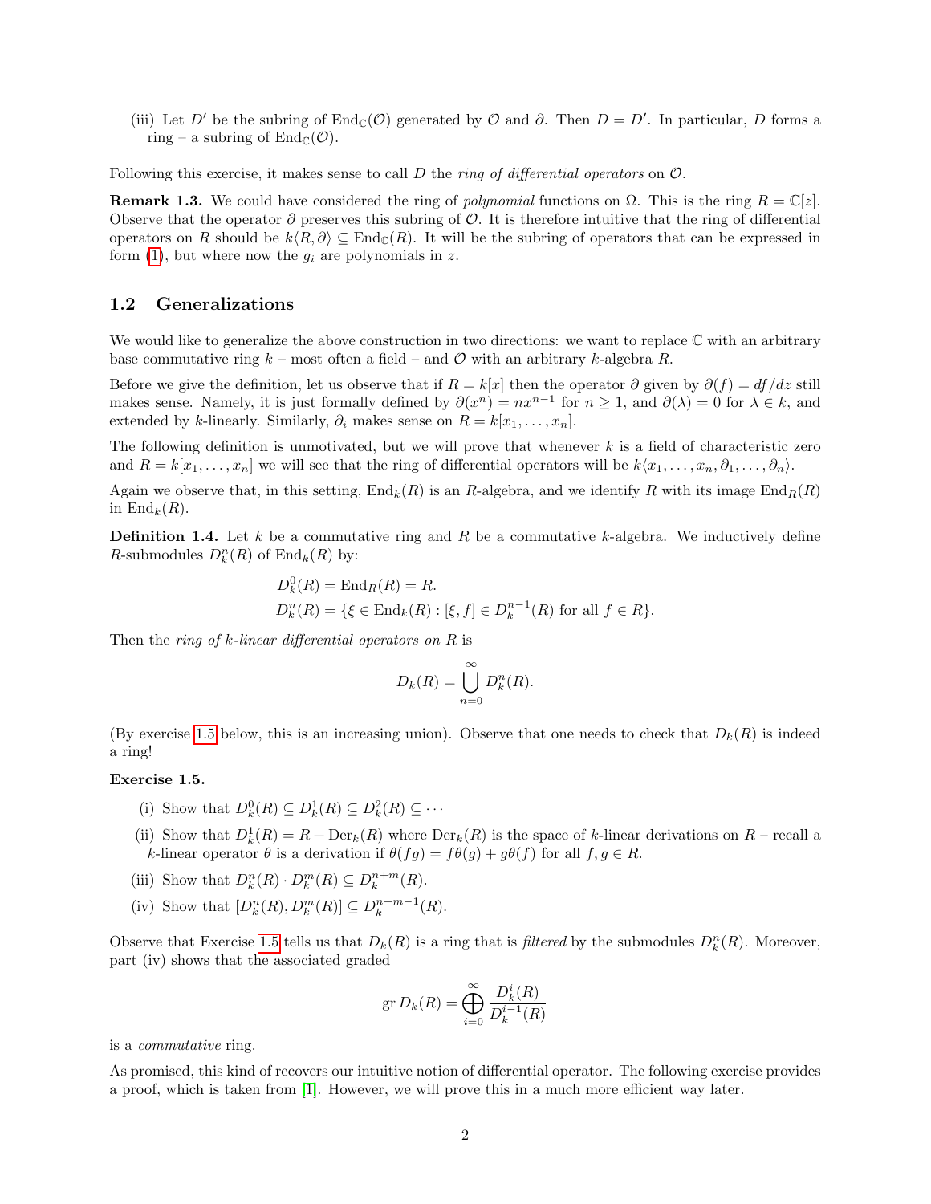(iii) Let $D'$ be the subring of $\mathrm{End}_{\mathbb{C}}(\mathcal{O})$ generated by $\mathcal{O}$ and $\partial$. Then $D = D'$. In particular, $D$ forms a ring – a subring of $\mathrm{End}_{\mathbb{C}}(\mathcal{O})$.

Following this exercise, it makes sense to call $D$ the *ring of differential operators* on $\mathcal{O}$.

**Remark 1.3.** We could have considered the ring of *polynomial* functions on $\Omega$. This is the ring $R = \mathbb{C}[z]$. Observe that the operator $\partial$ preserves this subring of $\mathcal{O}$. It is therefore intuitive that the ring of differential operators on $R$ should be $k\langle R, \partial\rangle \subseteq \mathrm{End}_{\mathbb{C}}(R)$. It will be the subring of operators that can be expressed in form (1), but where now the $g_i$ are polynomials in $z$.

## 1.2 Generalizations

We would like to generalize the above construction in two directions: we want to replace $\mathbb{C}$ with an arbitrary base commutative ring $k$ – most often a field – and $\mathcal{O}$ with an arbitrary $k$-algebra $R$.

Before we give the definition, let us observe that if $R = k[x]$ then the operator $\partial$ given by $\partial(f) = df/dz$ still makes sense. Namely, it is just formally defined by $\partial(x^n) = nx^{n-1}$ for $n \geq 1$, and $\partial(\lambda) = 0$ for $\lambda \in k$, and extended by $k$-linearly. Similarly, $\partial_i$ makes sense on $R = k[x_1, \ldots, x_n]$.

The following definition is unmotivated, but we will prove that whenever $k$ is a field of characteristic zero and $R = k[x_1, \ldots, x_n]$ we will see that the ring of differential operators will be $k\langle x_1, \ldots, x_n, \partial_1, \ldots, \partial_n\rangle$.

Again we observe that, in this setting, $\mathrm{End}_k(R)$ is an $R$-algebra, and we identify $R$ with its image $\mathrm{End}_R(R)$ in $\mathrm{End}_k(R)$.

**Definition 1.4.** Let $k$ be a commutative ring and $R$ be a commutative $k$-algebra. We inductively define $R$-submodules $D_k^n(R)$ of $\mathrm{End}_k(R)$ by:

$$D_k^0(R) = \mathrm{End}_R(R) = R.$$
$$D_k^n(R) = \{\xi \in \mathrm{End}_k(R) : [\xi, f] \in D_k^{n-1}(R) \text{ for all } f \in R\}.$$

Then the *ring of $k$-linear differential operators on $R$* is

$$D_k(R) = \bigcup_{n=0}^{\infty} D_k^n(R).$$

(By exercise 1.5 below, this is an increasing union). Observe that one needs to check that $D_k(R)$ is indeed a ring!

**Exercise 1.5.**

(i) Show that $D_k^0(R) \subseteq D_k^1(R) \subseteq D_k^2(R) \subseteq \cdots$

(ii) Show that $D_k^1(R) = R + \mathrm{Der}_k(R)$ where $\mathrm{Der}_k(R)$ is the space of $k$-linear derivations on $R$ – recall a $k$-linear operator $\theta$ is a derivation if $\theta(fg) = f\theta(g) + g\theta(f)$ for all $f, g \in R$.

(iii) Show that $D_k^n(R) \cdot D_k^m(R) \subseteq D_k^{n+m}(R)$.

(iv) Show that $[D_k^n(R), D_k^m(R)] \subseteq D_k^{n+m-1}(R)$.

Observe that Exercise 1.5 tells us that $D_k(R)$ is a ring that is *filtered* by the submodules $D_k^n(R)$. Moreover, part (iv) shows that the associated graded

$$\mathrm{gr}\, D_k(R) = \bigoplus_{i=0}^{\infty} \frac{D_k^i(R)}{D_k^{i-1}(R)}$$

is a *commutative* ring.

As promised, this kind of recovers our intuitive notion of differential operator. The following exercise provides a proof, which is taken from [1]. However, we will prove this in a much more efficient way later.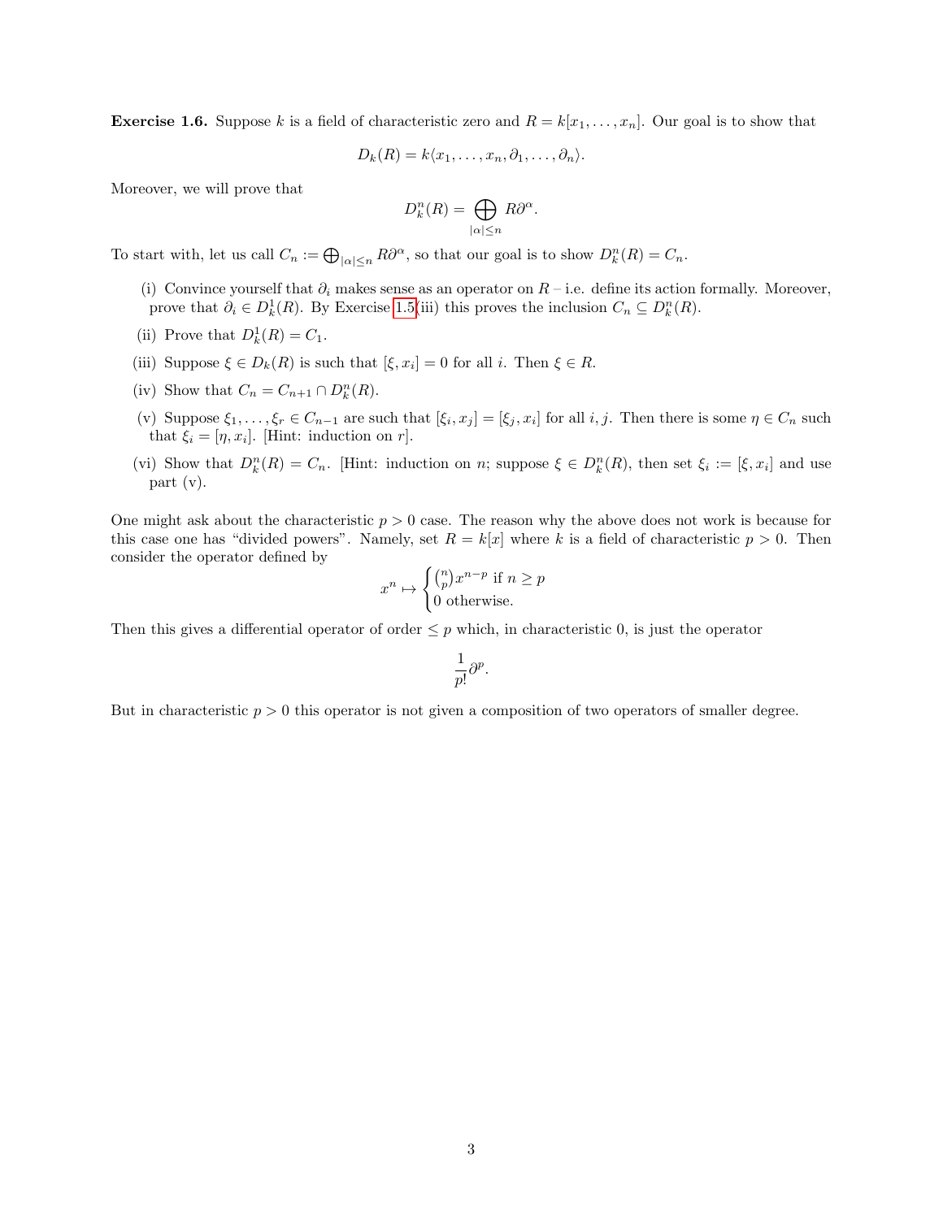**Exercise 1.6.** Suppose $k$ is a field of characteristic zero and $R = k[x_1, \ldots, x_n]$. Our goal is to show that

$$D_k(R) = k\langle x_1, \ldots, x_n, \partial_1, \ldots, \partial_n \rangle.$$

Moreover, we will prove that

$$D_k^n(R) = \bigoplus_{|\alpha| \leq n} R\partial^\alpha.$$

To start with, let us call $C_n := \bigoplus_{|\alpha| \leq n} R\partial^\alpha$, so that our goal is to show $D_k^n(R) = C_n$.

(i) Convince yourself that $\partial_i$ makes sense as an operator on $R$ – i.e. define its action formally. Moreover, prove that $\partial_i \in D_k^1(R)$. By Exercise 1.5(iii) this proves the inclusion $C_n \subseteq D_k^n(R)$.

(ii) Prove that $D_k^1(R) = C_1$.

(iii) Suppose $\xi \in D_k(R)$ is such that $[\xi, x_i] = 0$ for all $i$. Then $\xi \in R$.

(iv) Show that $C_n = C_{n+1} \cap D_k^n(R)$.

(v) Suppose $\xi_1, \ldots, \xi_r \in C_{n-1}$ are such that $[\xi_i, x_j] = [\xi_j, x_i]$ for all $i, j$. Then there is some $\eta \in C_n$ such that $\xi_i = [\eta, x_i]$. [Hint: induction on $r$].

(vi) Show that $D_k^n(R) = C_n$. [Hint: induction on $n$; suppose $\xi \in D_k^n(R)$, then set $\xi_i := [\xi, x_i]$ and use part (v).

One might ask about the characteristic $p > 0$ case. The reason why the above does not work is because for this case one has "divided powers". Namely, set $R = k[x]$ where $k$ is a field of characteristic $p > 0$. Then consider the operator defined by

$$x^n \mapsto \begin{cases} \binom{n}{p} x^{n-p} \text{ if } n \geq p \\ 0 \text{ otherwise.} \end{cases}$$

Then this gives a differential operator of order $\leq p$ which, in characteristic 0, is just the operator

$$\frac{1}{p!}\partial^p.$$

But in characteristic $p > 0$ this operator is not given a composition of two operators of smaller degree.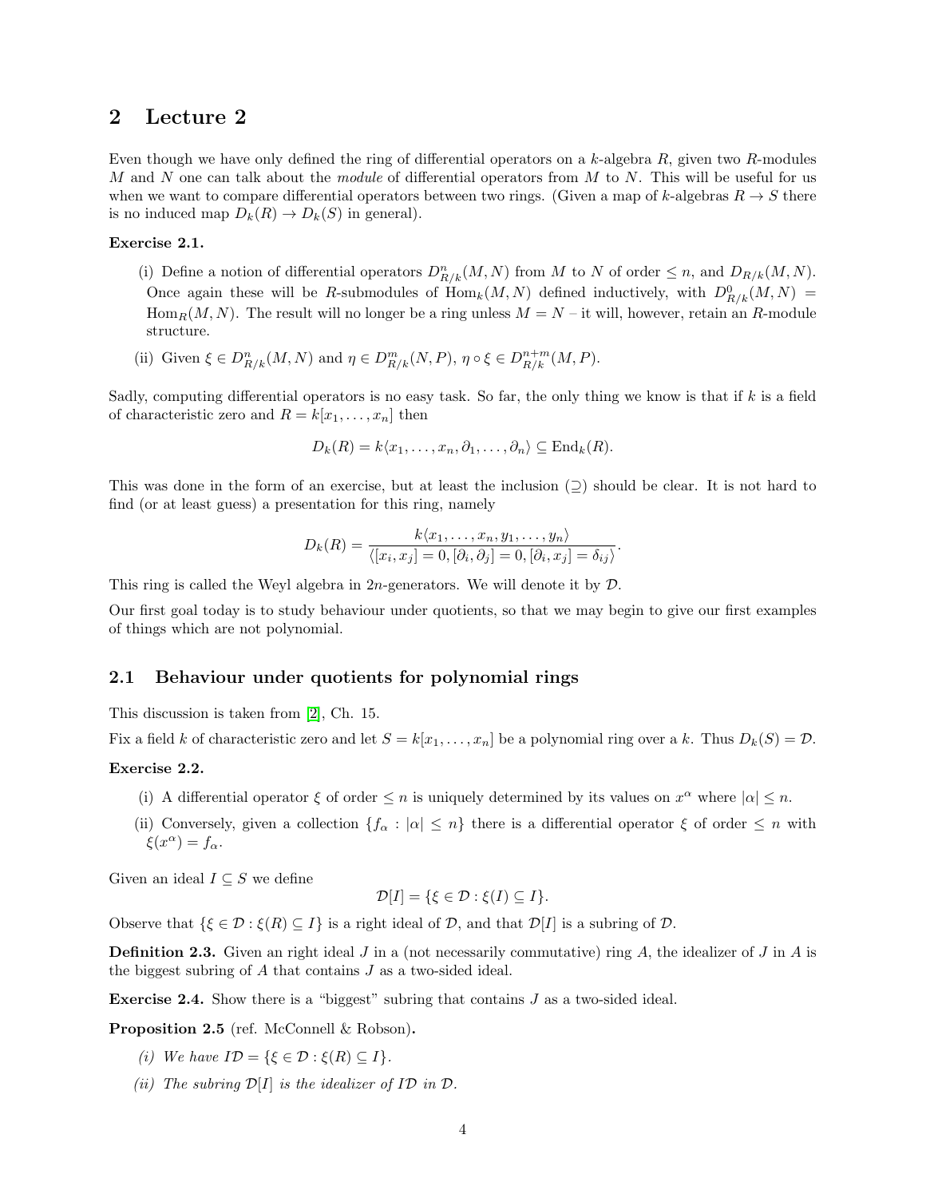# 2 Lecture 2

Even though we have only defined the ring of differential operators on a $k$-algebra $R$, given two $R$-modules $M$ and $N$ one can talk about the *module* of differential operators from $M$ to $N$. This will be useful for us when we want to compare differential operators between two rings. (Given a map of $k$-algebras $R \to S$ there is no induced map $D_k(R) \to D_k(S)$ in general).

**Exercise 2.1.**

(i) Define a notion of differential operators $D^n_{R/k}(M, N)$ from $M$ to $N$ of order $\leq n$, and $D_{R/k}(M, N)$. Once again these will be $R$-submodules of $\mathrm{Hom}_k(M, N)$ defined inductively, with $D^0_{R/k}(M, N) = \mathrm{Hom}_R(M, N)$. The result will no longer be a ring unless $M = N$ – it will, however, retain an $R$-module structure.

(ii) Given $\xi \in D^n_{R/k}(M, N)$ and $\eta \in D^m_{R/k}(N, P)$, $\eta \circ \xi \in D^{n+m}_{R/k}(M, P)$.

Sadly, computing differential operators is no easy task. So far, the only thing we know is that if $k$ is a field of characteristic zero and $R = k[x_1, \dots, x_n]$ then

$$D_k(R) = k\langle x_1, \dots, x_n, \partial_1, \dots, \partial_n \rangle \subseteq \mathrm{End}_k(R).$$

This was done in the form of an exercise, but at least the inclusion ($\supseteq$) should be clear. It is not hard to find (or at least guess) a presentation for this ring, namely

$$D_k(R) = \frac{k\langle x_1, \dots, x_n, y_1, \dots, y_n \rangle}{\langle [x_i, x_j] = 0, [\partial_i, \partial_j] = 0, [\partial_i, x_j] = \delta_{ij} \rangle}.$$

This ring is called the Weyl algebra in $2n$-generators. We will denote it by $\mathcal{D}$.

Our first goal today is to study behaviour under quotients, so that we may begin to give our first examples of things which are not polynomial.

## 2.1 Behaviour under quotients for polynomial rings

This discussion is taken from [2], Ch. 15.

Fix a field $k$ of characteristic zero and let $S = k[x_1, \dots, x_n]$ be a polynomial ring over a $k$. Thus $D_k(S) = \mathcal{D}$.

**Exercise 2.2.**

(i) A differential operator $\xi$ of order $\leq n$ is uniquely determined by its values on $x^\alpha$ where $|\alpha| \leq n$.

(ii) Conversely, given a collection $\{f_\alpha : |\alpha| \leq n\}$ there is a differential operator $\xi$ of order $\leq n$ with $\xi(x^\alpha) = f_\alpha$.

Given an ideal $I \subseteq S$ we define

$$\mathcal{D}[I] = \{\xi \in \mathcal{D} : \xi(I) \subseteq I\}.$$

Observe that $\{\xi \in \mathcal{D} : \xi(R) \subseteq I\}$ is a right ideal of $\mathcal{D}$, and that $\mathcal{D}[I]$ is a subring of $\mathcal{D}$.

**Definition 2.3.** Given an right ideal $J$ in a (not necessarily commutative) ring $A$, the idealizer of $J$ in $A$ is the biggest subring of $A$ that contains $J$ as a two-sided ideal.

**Exercise 2.4.** Show there is a "biggest" subring that contains $J$ as a two-sided ideal.

**Proposition 2.5** (ref. McConnell & Robson)**.**

*(i) We have $I\mathcal{D} = \{\xi \in \mathcal{D} : \xi(R) \subseteq I\}$.*

*(ii) The subring $\mathcal{D}[I]$ is the idealizer of $I\mathcal{D}$ in $\mathcal{D}$.*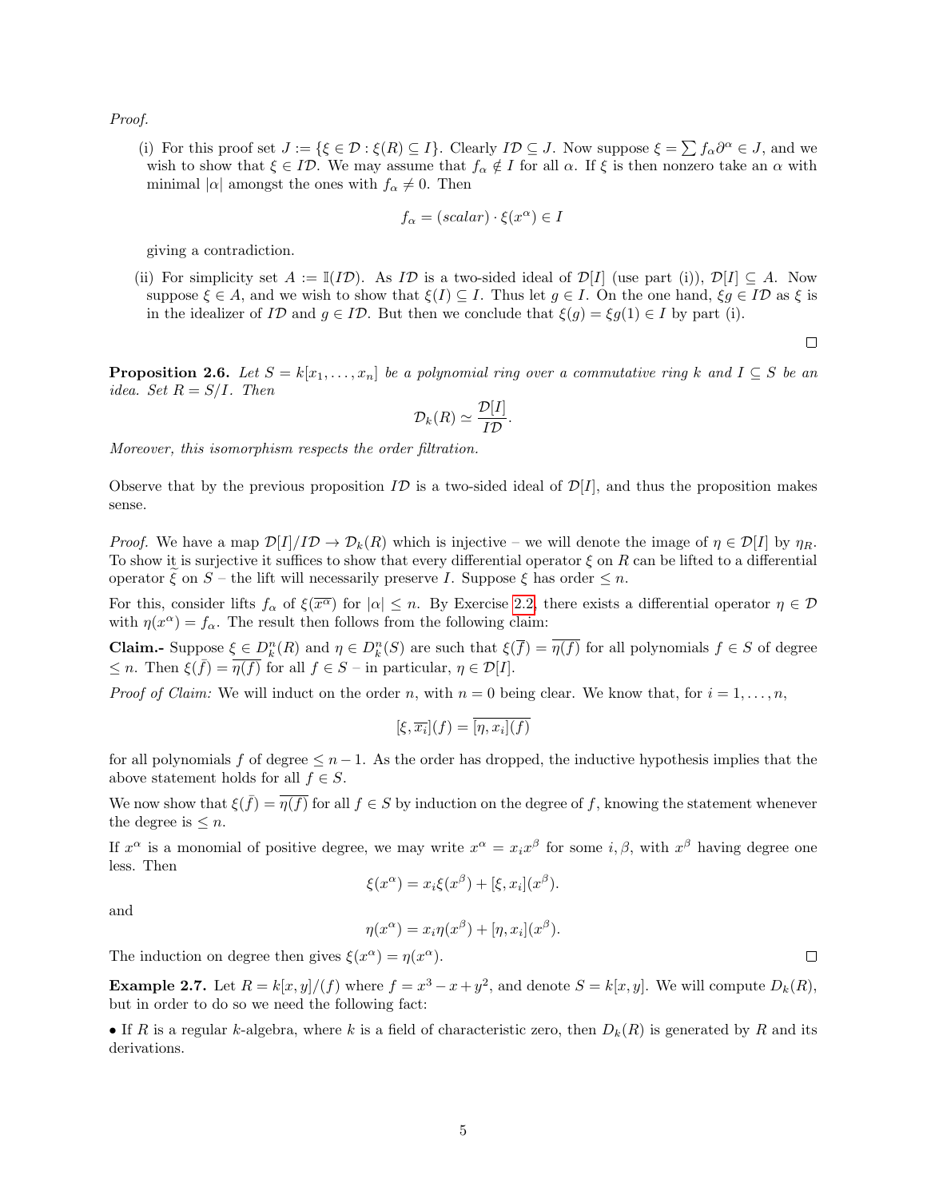*Proof.*

(i) For this proof set $J := \{\xi \in \mathcal{D} : \xi(R) \subseteq I\}$. Clearly $I\mathcal{D} \subseteq J$. Now suppose $\xi = \sum f_\alpha \partial^\alpha \in J$, and we wish to show that $\xi \in I\mathcal{D}$. We may assume that $f_\alpha \notin I$ for all $\alpha$. If $\xi$ is then nonzero take an $\alpha$ with minimal $|\alpha|$ amongst the ones with $f_\alpha \neq 0$. Then

$$f_\alpha = (scalar) \cdot \xi(x^\alpha) \in I$$

giving a contradiction.

(ii) For simplicity set $A := \mathbb{I}(I\mathcal{D})$. As $I\mathcal{D}$ is a two-sided ideal of $\mathcal{D}[I]$ (use part (i)), $\mathcal{D}[I] \subseteq A$. Now suppose $\xi \in A$, and we wish to show that $\xi(I) \subseteq I$. Thus let $g \in I$. On the one hand, $\xi g \in I\mathcal{D}$ as $\xi$ is in the idealizer of $I\mathcal{D}$ and $g \in I\mathcal{D}$. But then we conclude that $\xi(g) = \xi g(1) \in I$ by part (i).

$\square$

**Proposition 2.6.** *Let $S = k[x_1, \dots, x_n]$ be a polynomial ring over a commutative ring $k$ and $I \subseteq S$ be an idea. Set $R = S/I$. Then*

$$\mathcal{D}_k(R) \simeq \frac{\mathcal{D}[I]}{I\mathcal{D}}.$$

*Moreover, this isomorphism respects the order filtration.*

Observe that by the previous proposition $I\mathcal{D}$ is a two-sided ideal of $\mathcal{D}[I]$, and thus the proposition makes sense.

*Proof.* We have a map $\mathcal{D}[I]/I\mathcal{D} \to \mathcal{D}_k(R)$ which is injective – we will denote the image of $\eta \in \mathcal{D}[I]$ by $\eta_R$. To show it is surjective it suffices to show that every differential operator $\xi$ on $R$ can be lifted to a differential operator $\widetilde{\xi}$ on $S$ – the lift will necessarily preserve $I$. Suppose $\xi$ has order $\leq n$.

For this, consider lifts $f_\alpha$ of $\xi(\overline{x^\alpha})$ for $|\alpha| \leq n$. By Exercise 2.2, there exists a differential operator $\eta \in \mathcal{D}$ with $\eta(x^\alpha) = f_\alpha$. The result then follows from the following claim:

**Claim.-** Suppose $\xi \in D^n_k(R)$ and $\eta \in D^n_k(S)$ are such that $\xi(\overline{f}) = \overline{\eta(f)}$ for all polynomials $f \in S$ of degree $\leq n$. Then $\xi(\bar{f}) = \overline{\eta(f)}$ for all $f \in S$ – in particular, $\eta \in \mathcal{D}[I]$.

*Proof of Claim:* We will induct on the order $n$, with $n = 0$ being clear. We know that, for $i = 1, \dots, n$,

$$[\xi, \overline{x_i}](f) = \overline{[\eta, x_i](f)}$$

for all polynomials $f$ of degree $\leq n-1$. As the order has dropped, the inductive hypothesis implies that the above statement holds for all $f \in S$.

We now show that $\xi(\bar{f}) = \overline{\eta(f)}$ for all $f \in S$ by induction on the degree of $f$, knowing the statement whenever the degree is $\leq n$.

If $x^\alpha$ is a monomial of positive degree, we may write $x^\alpha = x_i x^\beta$ for some $i, \beta$, with $x^\beta$ having degree one less. Then

$$\xi(x^\alpha) = x_i \xi(x^\beta) + [\xi, x_i](x^\beta).$$

and

$$\eta(x^\alpha) = x_i \eta(x^\beta) + [\eta, x_i](x^\beta).$$

The induction on degree then gives $\xi(x^\alpha) = \eta(x^\alpha)$.

$\square$

**Example 2.7.** Let $R = k[x,y]/(f)$ where $f = x^3 - x + y^2$, and denote $S = k[x,y]$. We will compute $D_k(R)$, but in order to do so we need the following fact:

- If $R$ is a regular $k$-algebra, where $k$ is a field of characteristic zero, then $D_k(R)$ is generated by $R$ and its derivations.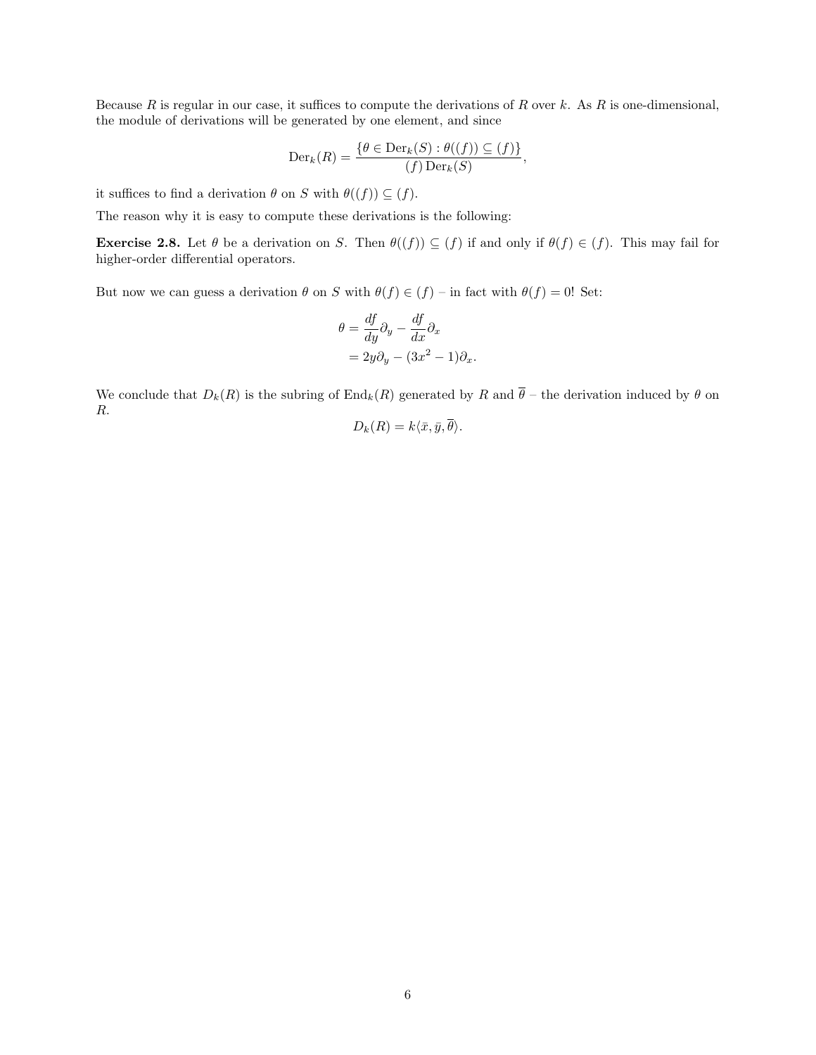Because $R$ is regular in our case, it suffices to compute the derivations of $R$ over $k$. As $R$ is one-dimensional, the module of derivations will be generated by one element, and since

$$\mathrm{Der}_k(R) = \frac{\{\theta \in \mathrm{Der}_k(S) : \theta((f)) \subseteq (f)\}}{(f)\,\mathrm{Der}_k(S)},$$

it suffices to find a derivation $\theta$ on $S$ with $\theta((f)) \subseteq (f)$.

The reason why it is easy to compute these derivations is the following:

**Exercise 2.8.** Let $\theta$ be a derivation on $S$. Then $\theta((f)) \subseteq (f)$ if and only if $\theta(f) \in (f)$. This may fail for higher-order differential operators.

But now we can guess a derivation $\theta$ on $S$ with $\theta(f) \in (f)$ – in fact with $\theta(f) = 0$! Set:

$$\begin{aligned}
\theta &= \frac{df}{dy}\partial_y - \frac{df}{dx}\partial_x \\
&= 2y\partial_y - (3x^2 - 1)\partial_x.
\end{aligned}$$

We conclude that $D_k(R)$ is the subring of $\mathrm{End}_k(R)$ generated by $R$ and $\overline{\theta}$ – the derivation induced by $\theta$ on $R$.

$$D_k(R) = k\langle \bar{x}, \bar{y}, \overline{\theta} \rangle.$$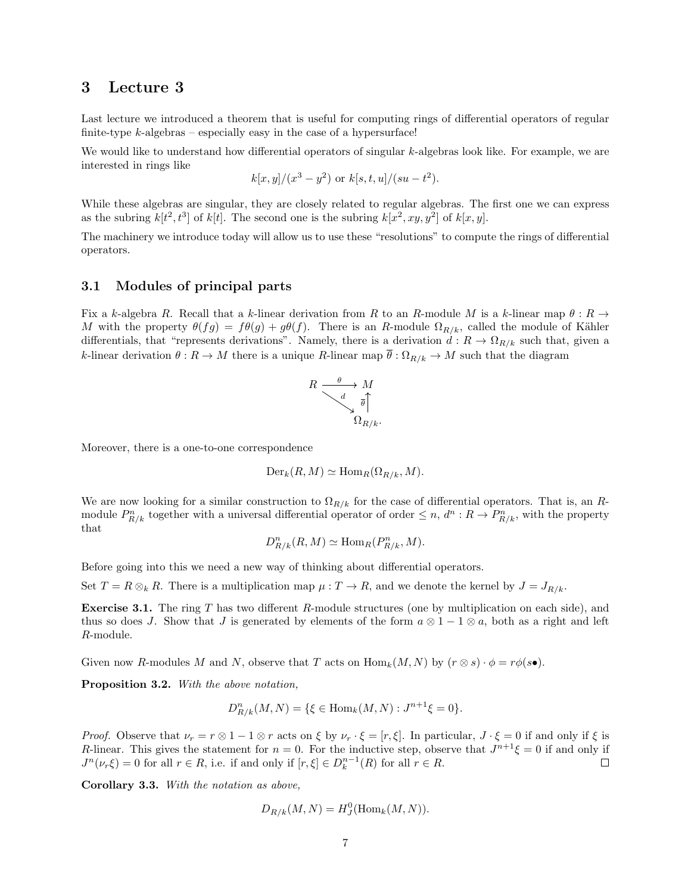# 3 Lecture 3

Last lecture we introduced a theorem that is useful for computing rings of differential operators of regular finite-type $k$-algebras – especially easy in the case of a hypersurface!

We would like to understand how differential operators of singular $k$-algebras look like. For example, we are interested in rings like

$$k[x,y]/(x^3 - y^2) \text{ or } k[s,t,u]/(su - t^2).$$

While these algebras are singular, they are closely related to regular algebras. The first one we can express as the subring $k[t^2, t^3]$ of $k[t]$. The second one is the subring $k[x^2, xy, y^2]$ of $k[x,y]$.

The machinery we introduce today will allow us to use these "resolutions" to compute the rings of differential operators.

## 3.1 Modules of principal parts

Fix a $k$-algebra $R$. Recall that a $k$-linear derivation from $R$ to an $R$-module $M$ is a $k$-linear map $\theta : R \to M$ with the property $\theta(fg) = f\theta(g) + g\theta(f)$. There is an $R$-module $\Omega_{R/k}$, called the module of Kähler differentials, that "represents derivations". Namely, there is a derivation $d : R \to \Omega_{R/k}$ such that, given a $k$-linear derivation $\theta : R \to M$ there is a unique $R$-linear map $\overline{\theta} : \Omega_{R/k} \to M$ such that the diagram

$$\begin{array}{ccc} R & \xrightarrow{\theta} & M \\ & \searrow^{d} & \uparrow{\scriptstyle \overline{\theta}} \\ & & \Omega_{R/k}. \end{array}$$

Moreover, there is a one-to-one correspondence

$$\mathrm{Der}_k(R, M) \simeq \mathrm{Hom}_R(\Omega_{R/k}, M).$$

We are now looking for a similar construction to $\Omega_{R/k}$ for the case of differential operators. That is, an $R$-module $P^n_{R/k}$ together with a universal differential operator of order $\leq n$, $d^n : R \to P^n_{R/k}$, with the property that

$$D^n_{R/k}(R, M) \simeq \mathrm{Hom}_R(P^n_{R/k}, M).$$

Before going into this we need a new way of thinking about differential operators.

Set $T = R \otimes_k R$. There is a multiplication map $\mu : T \to R$, and we denote the kernel by $J = J_{R/k}$.

**Exercise 3.1.** The ring $T$ has two different $R$-module structures (one by multiplication on each side), and thus so does $J$. Show that $J$ is generated by elements of the form $a \otimes 1 - 1 \otimes a$, both as a right and left $R$-module.

Given now $R$-modules $M$ and $N$, observe that $T$ acts on $\mathrm{Hom}_k(M, N)$ by $(r \otimes s) \cdot \phi = r\phi(s\bullet)$.

**Proposition 3.2.** *With the above notation,*

$$D^n_{R/k}(M, N) = \{\xi \in \mathrm{Hom}_k(M, N) : J^{n+1}\xi = 0\}.$$

*Proof.* Observe that $\nu_r = r \otimes 1 - 1 \otimes r$ acts on $\xi$ by $\nu_r \cdot \xi = [r, \xi]$. In particular, $J \cdot \xi = 0$ if and only if $\xi$ is $R$-linear. This gives the statement for $n = 0$. For the inductive step, observe that $J^{n+1}\xi = 0$ if and only if $J^n(\nu_r \xi) = 0$ for all $r \in R$, i.e. if and only if $[r, \xi] \in D^{n-1}_k(R)$ for all $r \in R$. $\square$

**Corollary 3.3.** *With the notation as above,*

$$D_{R/k}(M, N) = H^0_J(\mathrm{Hom}_k(M, N)).$$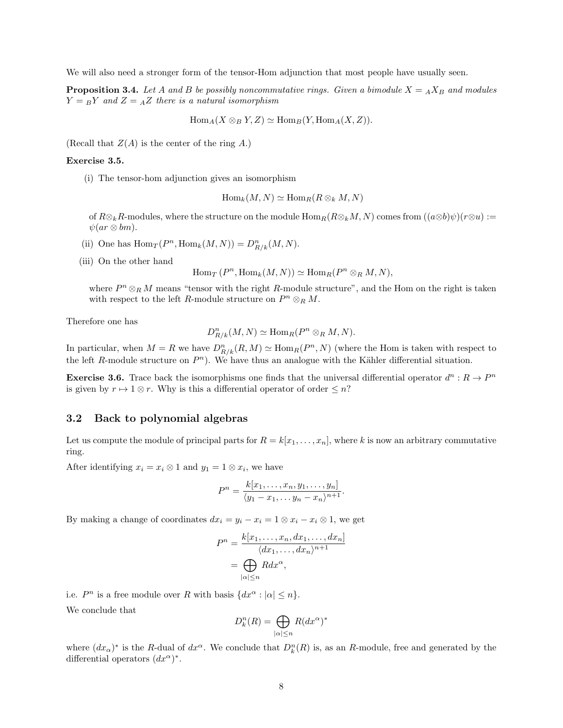We will also need a stronger form of the tensor-Hom adjunction that most people have usually seen.

**Proposition 3.4.** *Let $A$ and $B$ be possibly noncommutative rings. Given a bimodule $X = {}_AX_B$ and modules $Y = {}_BY$ and $Z = {}_AZ$ there is a natural isomorphism*

$$\operatorname{Hom}_A(X \otimes_B Y, Z) \simeq \operatorname{Hom}_B(Y, \operatorname{Hom}_A(X, Z)).$$

(Recall that $Z(A)$ is the center of the ring $A$.)

**Exercise 3.5.**

(i) The tensor-hom adjunction gives an isomorphism

$$\operatorname{Hom}_k(M, N) \simeq \operatorname{Hom}_R(R \otimes_k M, N)$$

of $R \otimes_k R$-modules, where the structure on the module $\operatorname{Hom}_R(R \otimes_k M, N)$ comes from $((a \otimes b)\psi)(r \otimes u) := \psi(ar \otimes bm)$.

(ii) One has $\operatorname{Hom}_T(P^n, \operatorname{Hom}_k(M, N)) = D^n_{R/k}(M, N)$.

(iii) On the other hand

$$\operatorname{Hom}_T(P^n, \operatorname{Hom}_k(M, N)) \simeq \operatorname{Hom}_R(P^n \otimes_R M, N),$$

where $P^n \otimes_R M$ means "tensor with the right $R$-module structure", and the Hom on the right is taken with respect to the left $R$-module structure on $P^n \otimes_R M$.

Therefore one has

$$D^n_{R/k}(M, N) \simeq \operatorname{Hom}_R(P^n \otimes_R M, N).$$

In particular, when $M = R$ we have $D^n_{R/k}(R, M) \simeq \operatorname{Hom}_R(P^n, N)$ (where the Hom is taken with respect to the left $R$-module structure on $P^n$). We have thus an analogue with the Kähler differential situation.

**Exercise 3.6.** Trace back the isomorphisms one finds that the universal differential operator $d^n : R \to P^n$ is given by $r \mapsto 1 \otimes r$. Why is this a differential operator of order $\leq n$?

## 3.2 Back to polynomial algebras

Let us compute the module of principal parts for $R = k[x_1, \ldots, x_n]$, where $k$ is now an arbitrary commutative ring.

After identifying $x_i = x_i \otimes 1$ and $y_1 = 1 \otimes x_i$, we have

$$P^n = \frac{k[x_1, \ldots, x_n, y_1, \ldots, y_n]}{\langle y_1 - x_1, \ldots y_n - x_n \rangle^{n+1}}.$$

By making a change of coordinates $dx_i = y_i - x_i = 1 \otimes x_i - x_i \otimes 1$, we get

$$\begin{aligned} P^n &= \frac{k[x_1, \ldots, x_n, dx_1, \ldots, dx_n]}{\langle dx_1, \ldots, dx_n \rangle^{n+1}} \\ &= \bigoplus_{|\alpha| \leq n} R dx^\alpha, \end{aligned}$$

i.e. $P^n$ is a free module over $R$ with basis $\{dx^\alpha : |\alpha| \leq n\}$.

We conclude that

$$D^n_k(R) = \bigoplus_{|\alpha| \leq n} R(dx^\alpha)^*$$

where $(dx_\alpha)^*$ is the $R$-dual of $dx^\alpha$. We conclude that $D^n_k(R)$ is, as an $R$-module, free and generated by the differential operators $(dx^\alpha)^*$.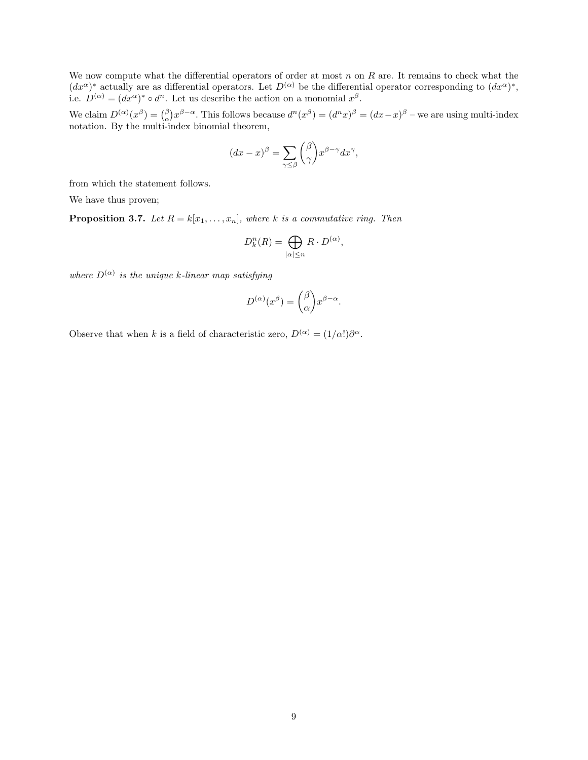We now compute what the differential operators of order at most $n$ on $R$ are. It remains to check what the $(dx^\alpha)^*$ actually are as differential operators. Let $D^{(\alpha)}$ be the differential operator corresponding to $(dx^\alpha)^*$, i.e. $D^{(\alpha)} = (dx^\alpha)^* \circ d^n$. Let us describe the action on a monomial $x^\beta$.

We claim $D^{(\alpha)}(x^\beta) = \binom{\beta}{\alpha} x^{\beta-\alpha}$. This follows because $d^n(x^\beta) = (d^n x)^\beta = (dx - x)^\beta$ – we are using multi-index notation. By the multi-index binomial theorem,

$$(dx - x)^\beta = \sum_{\gamma \le \beta} \binom{\beta}{\gamma} x^{\beta-\gamma} dx^\gamma,$$

from which the statement follows.

We have thus proven;

**Proposition 3.7.** *Let $R = k[x_1, \dots, x_n]$, where $k$ is a commutative ring. Then*

$$D_k^n(R) = \bigoplus_{|\alpha| \le n} R \cdot D^{(\alpha)},$$

*where $D^{(\alpha)}$ is the unique $k$-linear map satisfying*

$$D^{(\alpha)}(x^\beta) = \binom{\beta}{\alpha} x^{\beta-\alpha}.$$

Observe that when $k$ is a field of characteristic zero, $D^{(\alpha)} = (1/\alpha!)\partial^\alpha$.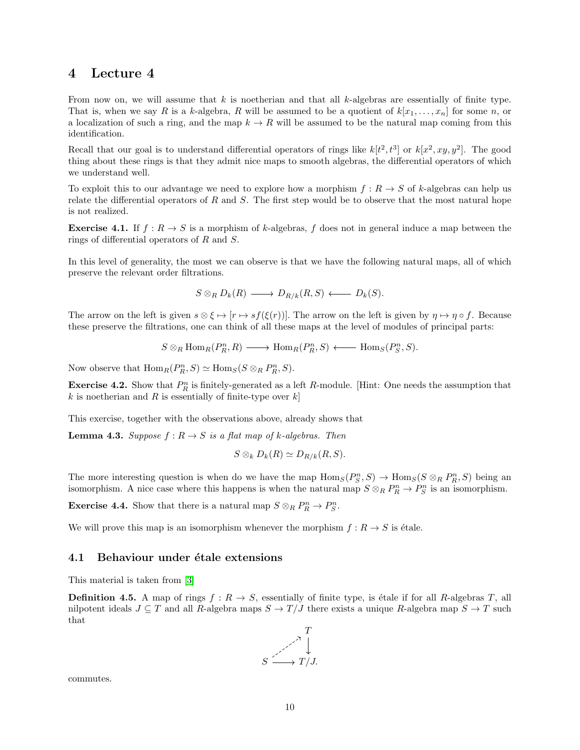# 4 Lecture 4

From now on, we will assume that $k$ is noetherian and that all $k$-algebras are essentially of finite type. That is, when we say $R$ is a $k$-algebra, $R$ will be assumed to be a quotient of $k[x_1, \ldots, x_n]$ for some $n$, or a localization of such a ring, and the map $k \to R$ will be assumed to be the natural map coming from this identification.

Recall that our goal is to understand differential operators of rings like $k[t^2, t^3]$ or $k[x^2, xy, y^2]$. The good thing about these rings is that they admit nice maps to smooth algebras, the differential operators of which we understand well.

To exploit this to our advantage we need to explore how a morphism $f : R \to S$ of $k$-algebras can help us relate the differential operators of $R$ and $S$. The first step would be to observe that the most natural hope is not realized.

**Exercise 4.1.** If $f : R \to S$ is a morphism of $k$-algebras, $f$ does not in general induce a map between the rings of differential operators of $R$ and $S$.

In this level of generality, the most we can observe is that we have the following natural maps, all of which preserve the relevant order filtrations.

$$S \otimes_R D_k(R) \longrightarrow D_{R/k}(R, S) \longleftarrow D_k(S).$$

The arrow on the left is given $s \otimes \xi \mapsto [r \mapsto sf(\xi(r))]$. The arrow on the left is given by $\eta \mapsto \eta \circ f$. Because these preserve the filtrations, one can think of all these maps at the level of modules of principal parts:

$$S \otimes_R \operatorname{Hom}_R(P^n_R, R) \longrightarrow \operatorname{Hom}_R(P^n_R, S) \longleftarrow \operatorname{Hom}_S(P^n_S, S).$$

Now observe that $\operatorname{Hom}_R(P^n_R, S) \simeq \operatorname{Hom}_S(S \otimes_R P^n_R, S)$.

**Exercise 4.2.** Show that $P^n_R$ is finitely-generated as a left $R$-module. [Hint: One needs the assumption that $k$ is noetherian and $R$ is essentially of finite-type over $k$]

This exercise, together with the observations above, already shows that

**Lemma 4.3.** *Suppose $f : R \to S$ is a flat map of $k$-algebras. Then*

$$S \otimes_k D_k(R) \simeq D_{R/k}(R, S).$$

The more interesting question is when do we have the map $\operatorname{Hom}_S(P^n_S, S) \to \operatorname{Hom}_S(S \otimes_R P^n_R, S)$ being an isomorphism. A nice case where this happens is when the natural map $S \otimes_R P^n_R \to P^n_S$ is an isomorphism.

**Exercise 4.4.** Show that there is a natural map $S \otimes_R P^n_R \to P^n_S$.

We will prove this map is an isomorphism whenever the morphism $f : R \to S$ is étale.

## 4.1 Behaviour under étale extensions

This material is taken from [3]

**Definition 4.5.** A map of rings $f : R \to S$, essentially of finite type, is étale if for all $R$-algebras $T$, all nilpotent ideals $J \subseteq T$ and all $R$-algebra maps $S \to T/J$ there exists a unique $R$-algebra map $S \to T$ such that

$$\begin{array}{ccc} & & T \\ & \nearrow & \downarrow \\ S & \longrightarrow & T/J \end{array}$$

commutes.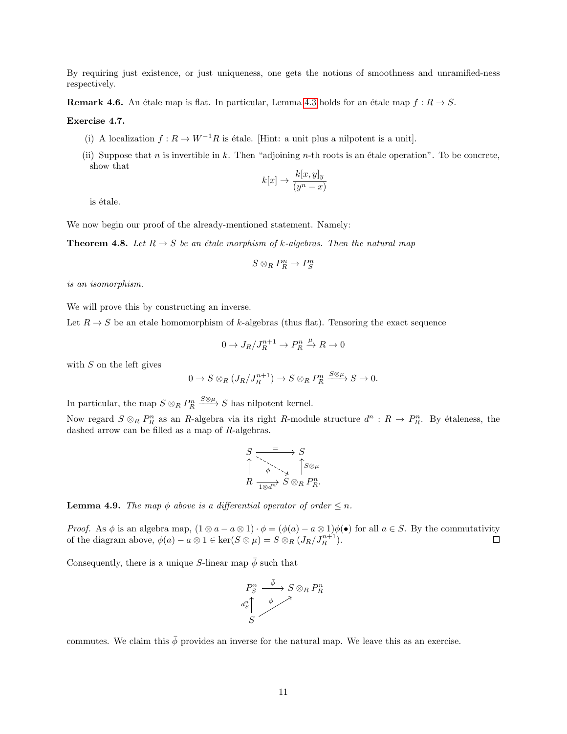By requiring just existence, or just uniqueness, one gets the notions of smoothness and unramified-ness respectively.

**Remark 4.6.** An étale map is flat. In particular, Lemma 4.3 holds for an étale map $f : R \to S$.

**Exercise 4.7.**

(i) A localization $f : R \to W^{-1}R$ is étale. [Hint: a unit plus a nilpotent is a unit].

(ii) Suppose that $n$ is invertible in $k$. Then "adjoining $n$-th roots is an étale operation". To be concrete, show that

$$k[x] \to \frac{k[x,y]_y}{(y^n - x)}$$

is étale.

We now begin our proof of the already-mentioned statement. Namely:

**Theorem 4.8.** *Let $R \to S$ be an étale morphism of $k$-algebras. Then the natural map*

$$S \otimes_R P_R^n \to P_S^n$$

*is an isomorphism.*

We will prove this by constructing an inverse.

Let $R \to S$ be an etale homomorphism of $k$-algebras (thus flat). Tensoring the exact sequence

$$0 \to J_R/J_R^{n+1} \to P_R^n \xrightarrow{\mu} R \to 0$$

with $S$ on the left gives

$$0 \to S \otimes_R (J_R/J_R^{n+1}) \to S \otimes_R P_R^n \xrightarrow{S\otimes\mu} S \to 0.$$

In particular, the map $S \otimes_R P_R^n \xrightarrow{S\otimes\mu} S$ has nilpotent kernel.

Now regard $S \otimes_R P_R^n$ as an $R$-algebra via its right $R$-module structure $d^n : R \to P_R^n$. By étaleness, the dashed arrow can be filled as a map of $R$-algebras.

$$\begin{array}{ccc} S & \xrightarrow{=} & S \\ \uparrow & \overset{\phi}{\searrow} & \uparrow{\scriptstyle S\otimes\mu} \\ R & \xrightarrow{1\otimes d^n} & S \otimes_R P_R^n. \end{array}$$

**Lemma 4.9.** *The map $\phi$ above is a differential operator of order $\leq n$.*

*Proof.* As $\phi$ is an algebra map, $(1 \otimes a - a \otimes 1) \cdot \phi = (\phi(a) - a \otimes 1)\phi(\bullet)$ for all $a \in S$. By the commutativity of the diagram above, $\phi(a) - a \otimes 1 \in \ker(S \otimes \mu) = S \otimes_R (J_R/J_R^{n+1})$. ∎

Consequently, there is a unique $S$-linear map $\bar{\phi}$ such that

$$\begin{array}{ccc} P_S^n & \xrightarrow{\bar{\phi}} & S \otimes_R P_R^n \\ {\scriptstyle d_S^n}\uparrow & \overset{\phi}{\nearrow} & \\ S & & \end{array}$$

commutes. We claim this $\bar{\phi}$ provides an inverse for the natural map. We leave this as an exercise.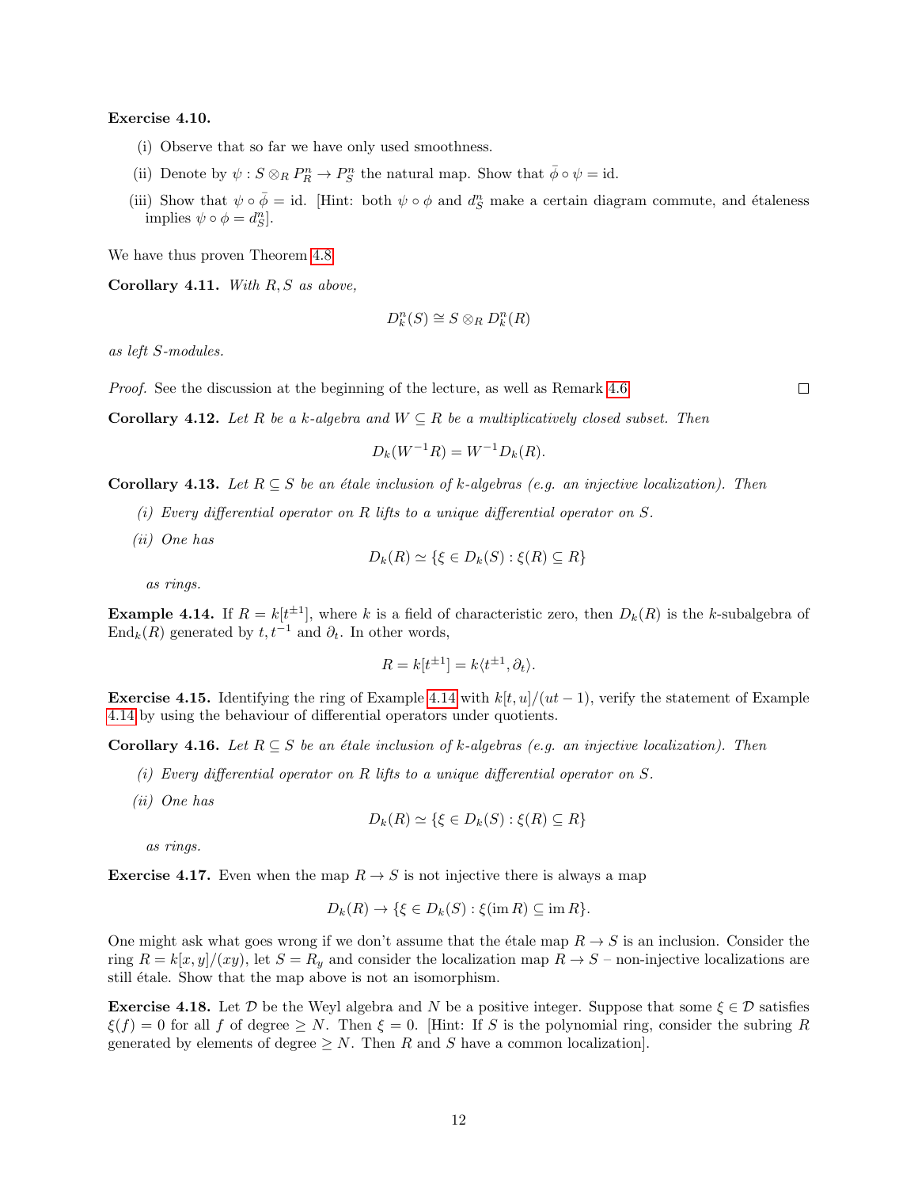**Exercise 4.10.**

(i) Observe that so far we have only used smoothness.

(ii) Denote by $\psi : S \otimes_R P_R^n \to P_S^n$ the natural map. Show that $\bar{\phi} \circ \psi = \mathrm{id}$.

(iii) Show that $\psi \circ \bar{\phi} = \mathrm{id}$. [Hint: both $\psi \circ \phi$ and $d_S^n$ make a certain diagram commute, and étaleness implies $\psi \circ \phi = d_S^n$].

We have thus proven Theorem 4.8.

**Corollary 4.11.** *With $R, S$ as above,*

$$D_k^n(S) \cong S \otimes_R D_k^n(R)$$

*as left $S$-modules.*

*Proof.* See the discussion at the beginning of the lecture, as well as Remark 4.6. □

**Corollary 4.12.** *Let $R$ be a $k$-algebra and $W \subseteq R$ be a multiplicatively closed subset. Then*

$$D_k(W^{-1}R) = W^{-1}D_k(R).$$

**Corollary 4.13.** *Let $R \subseteq S$ be an étale inclusion of $k$-algebras (e.g. an injective localization). Then*

*(i) Every differential operator on $R$ lifts to a unique differential operator on $S$.*

*(ii) One has*

$$D_k(R) \simeq \{\xi \in D_k(S) : \xi(R) \subseteq R\}$$

*as rings.*

**Example 4.14.** If $R = k[t^{\pm 1}]$, where $k$ is a field of characteristic zero, then $D_k(R)$ is the $k$-subalgebra of $\mathrm{End}_k(R)$ generated by $t, t^{-1}$ and $\partial_t$. In other words,

$$R = k[t^{\pm 1}] = k\langle t^{\pm 1}, \partial_t\rangle.$$

**Exercise 4.15.** Identifying the ring of Example 4.14 with $k[t, u]/(ut - 1)$, verify the statement of Example 4.14 by using the behaviour of differential operators under quotients.

**Corollary 4.16.** *Let $R \subseteq S$ be an étale inclusion of $k$-algebras (e.g. an injective localization). Then*

*(i) Every differential operator on $R$ lifts to a unique differential operator on $S$.*

*(ii) One has*

$$D_k(R) \simeq \{\xi \in D_k(S) : \xi(R) \subseteq R\}$$

*as rings.*

**Exercise 4.17.** Even when the map $R \to S$ is not injective there is always a map

$$D_k(R) \to \{\xi \in D_k(S) : \xi(\mathrm{im}\, R) \subseteq \mathrm{im}\, R\}.$$

One might ask what goes wrong if we don't assume that the étale map $R \to S$ is an inclusion. Consider the ring $R = k[x, y]/(xy)$, let $S = R_y$ and consider the localization map $R \to S$ – non-injective localizations are still étale. Show that the map above is not an isomorphism.

**Exercise 4.18.** Let $\mathcal{D}$ be the Weyl algebra and $N$ be a positive integer. Suppose that some $\xi \in \mathcal{D}$ satisfies $\xi(f) = 0$ for all $f$ of degree $\geq N$. Then $\xi = 0$. [Hint: If $S$ is the polynomial ring, consider the subring $R$ generated by elements of degree $\geq N$. Then $R$ and $S$ have a common localization].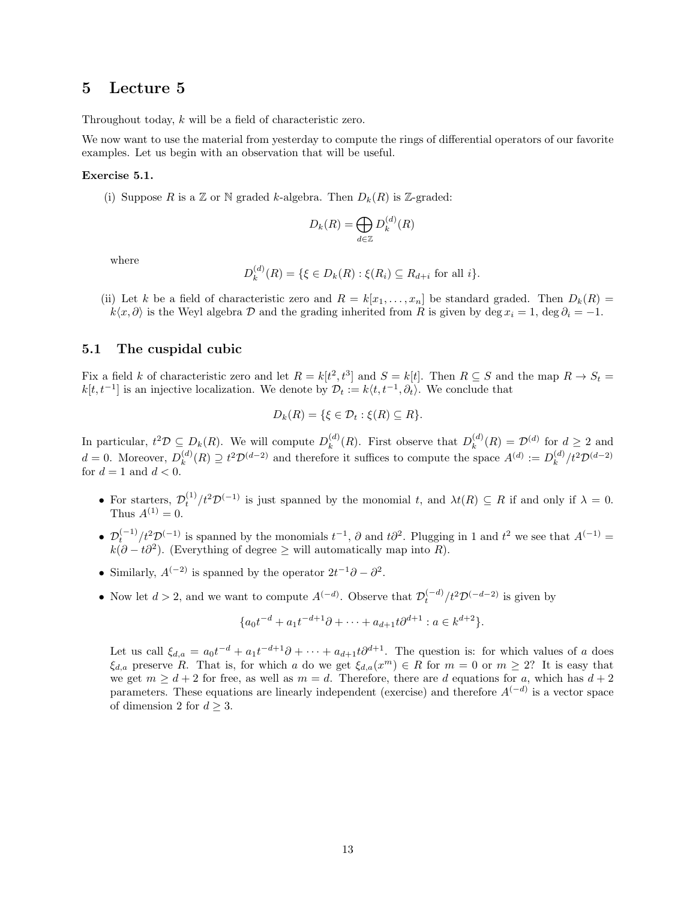# 5 Lecture 5

Throughout today, $k$ will be a field of characteristic zero.

We now want to use the material from yesterday to compute the rings of differential operators of our favorite examples. Let us begin with an observation that will be useful.

**Exercise 5.1.**

(i) Suppose $R$ is a $\mathbb{Z}$ or $\mathbb{N}$ graded $k$-algebra. Then $D_k(R)$ is $\mathbb{Z}$-graded:

$$D_k(R) = \bigoplus_{d \in \mathbb{Z}} D_k^{(d)}(R)$$

where

$$D_k^{(d)}(R) = \{\xi \in D_k(R) : \xi(R_i) \subseteq R_{d+i} \text{ for all } i\}.$$

(ii) Let $k$ be a field of characteristic zero and $R = k[x_1, \ldots, x_n]$ be standard graded. Then $D_k(R) = k\langle x, \partial \rangle$ is the Weyl algebra $\mathcal{D}$ and the grading inherited from $R$ is given by $\deg x_i = 1$, $\deg \partial_i = -1$.

## 5.1 The cuspidal cubic

Fix a field $k$ of characteristic zero and let $R = k[t^2, t^3]$ and $S = k[t]$. Then $R \subseteq S$ and the map $R \to S_t = k[t, t^{-1}]$ is an injective localization. We denote by $\mathcal{D}_t := k\langle t, t^{-1}, \partial_t \rangle$. We conclude that

$$D_k(R) = \{\xi \in \mathcal{D}_t : \xi(R) \subseteq R\}.$$

In particular, $t^2\mathcal{D} \subseteq D_k(R)$. We will compute $D_k^{(d)}(R)$. First observe that $D_k^{(d)}(R) = \mathcal{D}^{(d)}$ for $d \geq 2$ and $d = 0$. Moreover, $D_k^{(d)}(R) \supseteq t^2\mathcal{D}^{(d-2)}$ and therefore it suffices to compute the space $A^{(d)} := D_k^{(d)}/t^2\mathcal{D}^{(d-2)}$ for $d = 1$ and $d < 0$.

- For starters, $\mathcal{D}_t^{(1)}/t^2\mathcal{D}^{(-1)}$ is just spanned by the monomial $t$, and $\lambda t(R) \subseteq R$ if and only if $\lambda = 0$. Thus $A^{(1)} = 0$.
- $\mathcal{D}_t^{(-1)}/t^2\mathcal{D}^{(-1)}$ is spanned by the monomials $t^{-1}$, $\partial$ and $t\partial^2$. Plugging in 1 and $t^2$ we see that $A^{(-1)} = k(\partial - t\partial^2)$. (Everything of degree $\geq$ will automatically map into $R$).
- Similarly, $A^{(-2)}$ is spanned by the operator $2t^{-1}\partial - \partial^2$.
- Now let $d > 2$, and we want to compute $A^{(-d)}$. Observe that $\mathcal{D}_t^{(-d)}/t^2\mathcal{D}^{(-d-2)}$ is given by

  $$\{a_0 t^{-d} + a_1 t^{-d+1}\partial + \cdots + a_{d+1} t\partial^{d+1} : a \in k^{d+2}\}.$$

  Let us call $\xi_{d,a} = a_0 t^{-d} + a_1 t^{-d+1}\partial + \cdots + a_{d+1} t\partial^{d+1}$. The question is: for which values of $a$ does $\xi_{d,a}$ preserve $R$. That is, for which $a$ do we get $\xi_{d,a}(x^m) \in R$ for $m = 0$ or $m \geq 2$? It is easy that we get $m \geq d+2$ for free, as well as $m = d$. Therefore, there are $d$ equations for $a$, which has $d+2$ parameters. These equations are linearly independent (exercise) and therefore $A^{(-d)}$ is a vector space of dimension 2 for $d \geq 3$.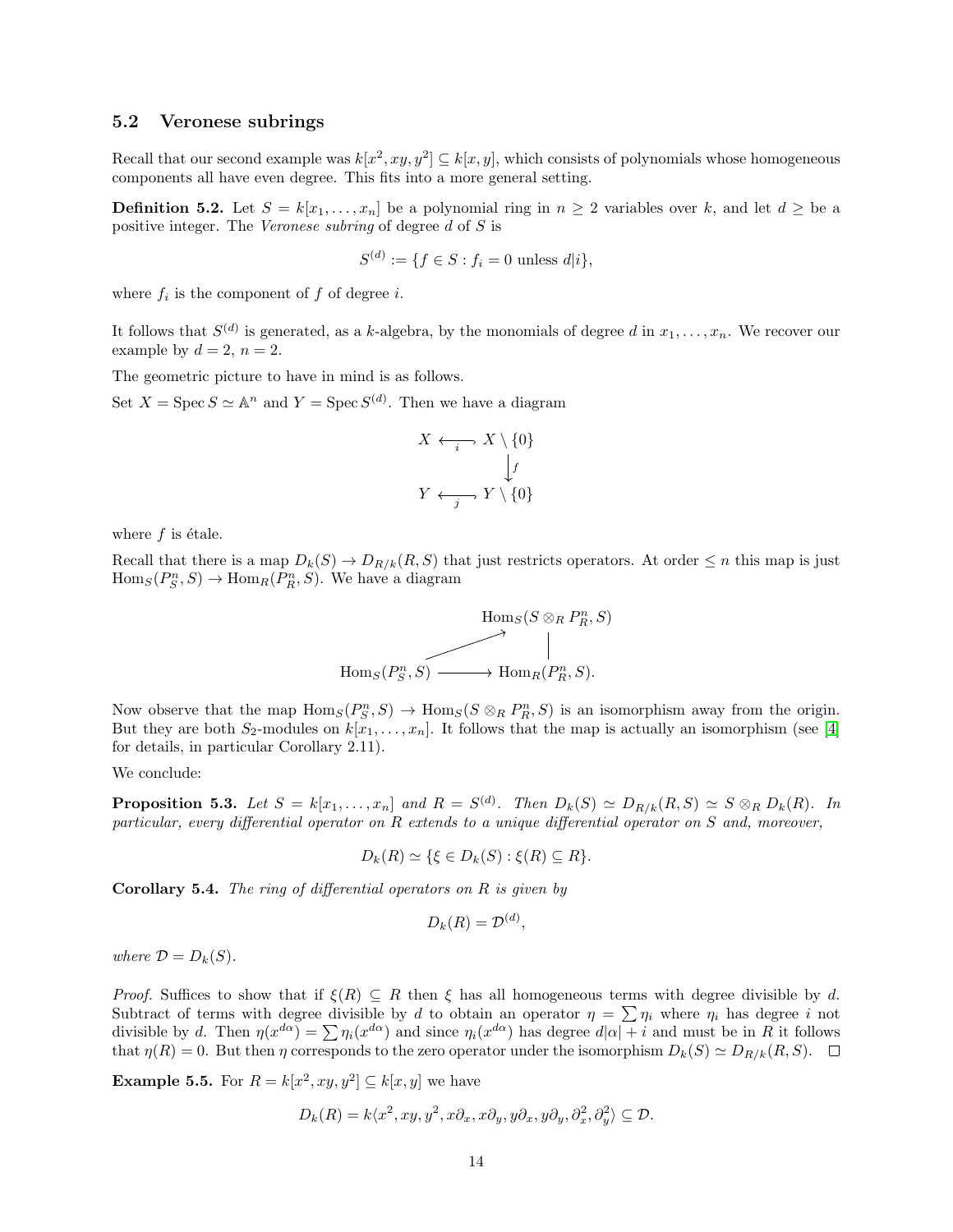## 5.2 Veronese subrings

Recall that our second example was $k[x^2, xy, y^2] \subseteq k[x, y]$, which consists of polynomials whose homogeneous components all have even degree. This fits into a more general setting.

**Definition 5.2.** Let $S = k[x_1, \ldots, x_n]$ be a polynomial ring in $n \geq 2$ variables over $k$, and let $d \geq$ be a positive integer. The *Veronese subring* of degree $d$ of $S$ is

$$S^{(d)} := \{f \in S : f_i = 0 \text{ unless } d|i\},$$

where $f_i$ is the component of $f$ of degree $i$.

It follows that $S^{(d)}$ is generated, as a $k$-algebra, by the monomials of degree $d$ in $x_1, \ldots, x_n$. We recover our example by $d = 2$, $n = 2$.

The geometric picture to have in mind is as follows.

Set $X = \operatorname{Spec} S \simeq \mathbb{A}^n$ and $Y = \operatorname{Spec} S^{(d)}$. Then we have a diagram

$$\begin{array}{ccc} X & \xleftarrow{i} & X \setminus \{0\} \\ & & \downarrow f \\ Y & \xleftarrow{j} & Y \setminus \{0\} \end{array}$$

where $f$ is étale.

Recall that there is a map $D_k(S) \to D_{R/k}(R, S)$ that just restricts operators. At order $\leq n$ this map is just $\operatorname{Hom}_S(P^n_S, S) \to \operatorname{Hom}_R(P^n_R, S)$. We have a diagram

$$\begin{array}{ccc} & & \operatorname{Hom}_S(S \otimes_R P^n_R, S) \\ & \nearrow & \Big| \\ \operatorname{Hom}_S(P^n_S, S) & \longrightarrow & \operatorname{Hom}_R(P^n_R, S). \end{array}$$

Now observe that the map $\operatorname{Hom}_S(P^n_S, S) \to \operatorname{Hom}_S(S \otimes_R P^n_R, S)$ is an isomorphism away from the origin. But they are both $S_2$-modules on $k[x_1, \ldots, x_n]$. It follows that the map is actually an isomorphism (see [4] for details, in particular Corollary 2.11).

We conclude:

**Proposition 5.3.** *Let $S = k[x_1, \ldots, x_n]$ and $R = S^{(d)}$. Then $D_k(S) \simeq D_{R/k}(R, S) \simeq S \otimes_R D_k(R)$. In particular, every differential operator on $R$ extends to a unique differential operator on $S$ and, moreover,*

$$D_k(R) \simeq \{\xi \in D_k(S) : \xi(R) \subseteq R\}.$$

**Corollary 5.4.** *The ring of differential operators on $R$ is given by*

$$D_k(R) = \mathcal{D}^{(d)},$$

*where $\mathcal{D} = D_k(S)$.*

*Proof.* Suffices to show that if $\xi(R) \subseteq R$ then $\xi$ has all homogeneous terms with degree divisible by $d$. Subtract of terms with degree divisible by $d$ to obtain an operator $\eta = \sum \eta_i$ where $\eta_i$ has degree $i$ not divisible by $d$. Then $\eta(x^{d\alpha}) = \sum \eta_i(x^{d\alpha})$ and since $\eta_i(x^{d\alpha})$ has degree $d|\alpha| + i$ and must be in $R$ it follows that $\eta(R) = 0$. But then $\eta$ corresponds to the zero operator under the isomorphism $D_k(S) \simeq D_{R/k}(R, S)$. $\square$

**Example 5.5.** For $R = k[x^2, xy, y^2] \subseteq k[x, y]$ we have

$$D_k(R) = k\langle x^2, xy, y^2, x\partial_x, x\partial_y, y\partial_x, y\partial_y, \partial_x^2, \partial_y^2\rangle \subseteq \mathcal{D}.$$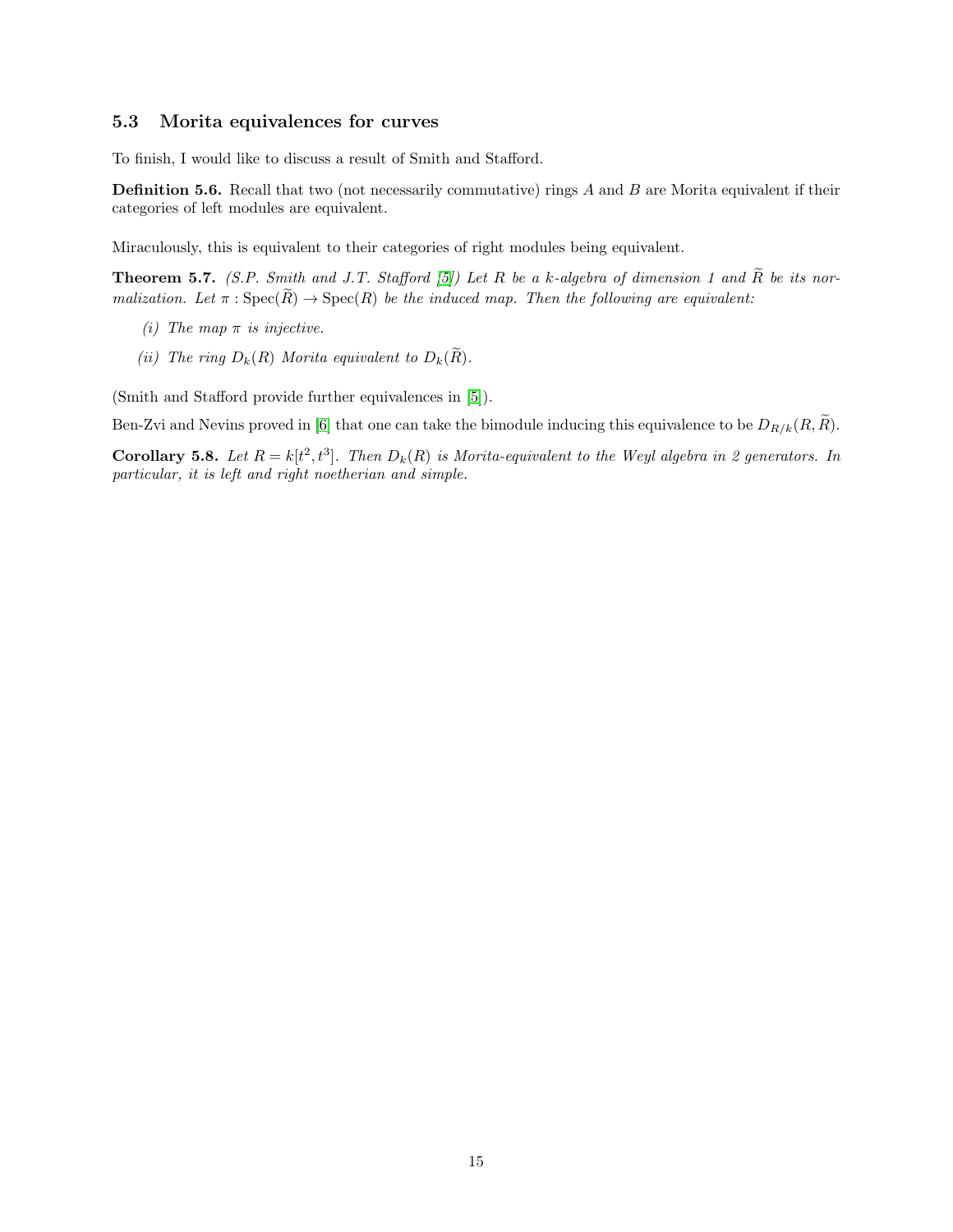## 5.3 Morita equivalences for curves

To finish, I would like to discuss a result of Smith and Stafford.

**Definition 5.6.** Recall that two (not necessarily commutative) rings $A$ and $B$ are Morita equivalent if their categories of left modules are equivalent.

Miraculously, this is equivalent to their categories of right modules being equivalent.

**Theorem 5.7.** *(S.P. Smith and J.T. Stafford [5]) Let $R$ be a $k$-algebra of dimension 1 and $\widetilde{R}$ be its normalization. Let $\pi : \operatorname{Spec}(\widetilde{R}) \to \operatorname{Spec}(R)$ be the induced map. Then the following are equivalent:*

*(i) The map $\pi$ is injective.*

*(ii) The ring $D_k(R)$ Morita equivalent to $D_k(\widetilde{R})$.*

(Smith and Stafford provide further equivalences in [5]).

Ben-Zvi and Nevins proved in [6] that one can take the bimodule inducing this equivalence to be $D_{R/k}(R, \widetilde{R})$.

**Corollary 5.8.** *Let $R = k[t^2, t^3]$. Then $D_k(R)$ is Morita-equivalent to the Weyl algebra in 2 generators. In particular, it is left and right noetherian and simple.*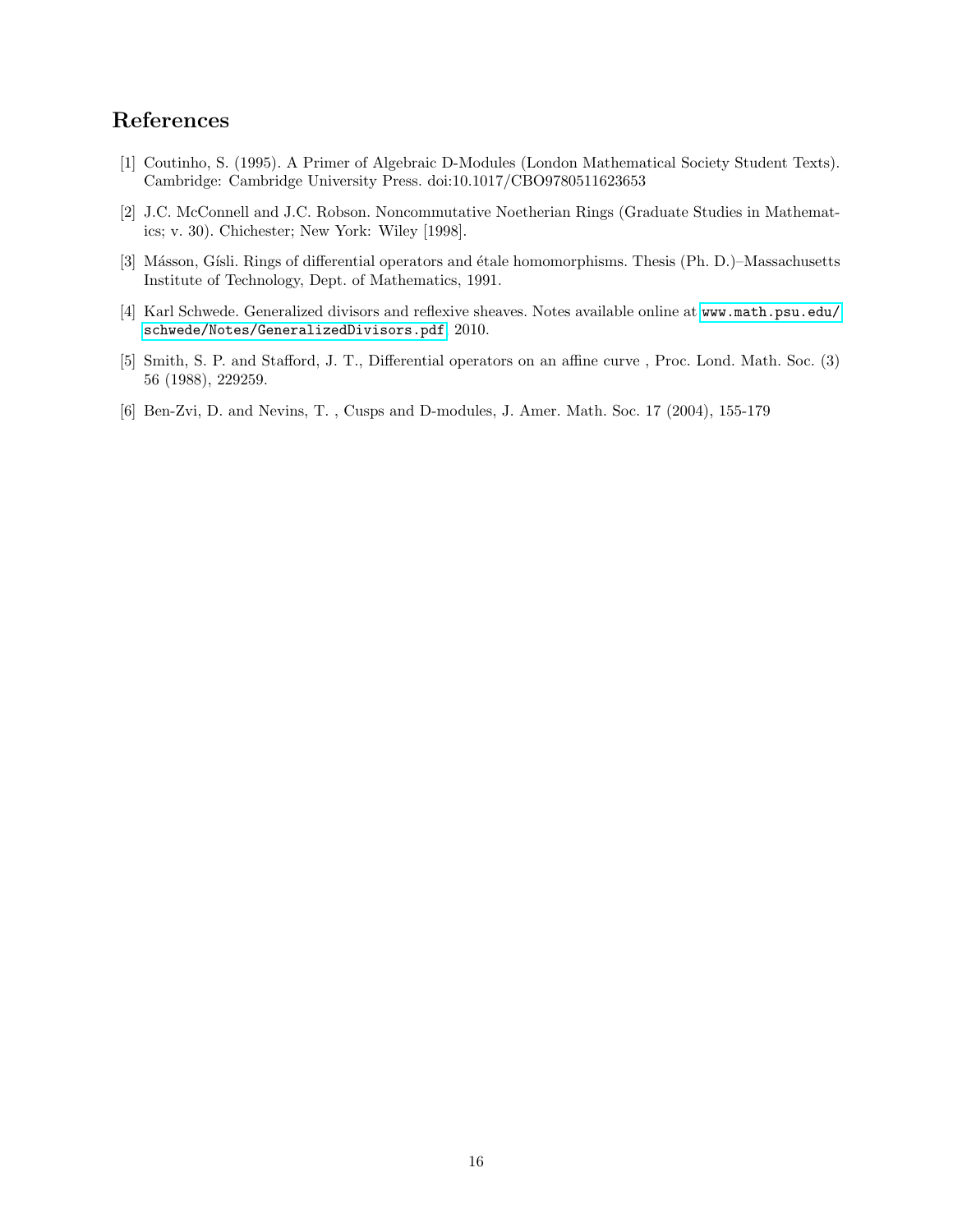# References

[1] Coutinho, S. (1995). A Primer of Algebraic D-Modules (London Mathematical Society Student Texts). Cambridge: Cambridge University Press. doi:10.1017/CBO9780511623653

[2] J.C. McConnell and J.C. Robson. Noncommutative Noetherian Rings (Graduate Studies in Mathematics; v. 30). Chichester; New York: Wiley [1998].

[3] Másson, Gísli. Rings of differential operators and étale homomorphisms. Thesis (Ph. D.)–Massachusetts Institute of Technology, Dept. of Mathematics, 1991.

[4] Karl Schwede. Generalized divisors and reflexive sheaves. Notes available online at www.math.psu.edu/schwede/Notes/GeneralizedDivisors.pdf, 2010.

[5] Smith, S. P. and Stafford, J. T., Differential operators on an affine curve , Proc. Lond. Math. Soc. (3) 56 (1988), 229259.

[6] Ben-Zvi, D. and Nevins, T. , Cusps and D-modules, J. Amer. Math. Soc. 17 (2004), 155-179